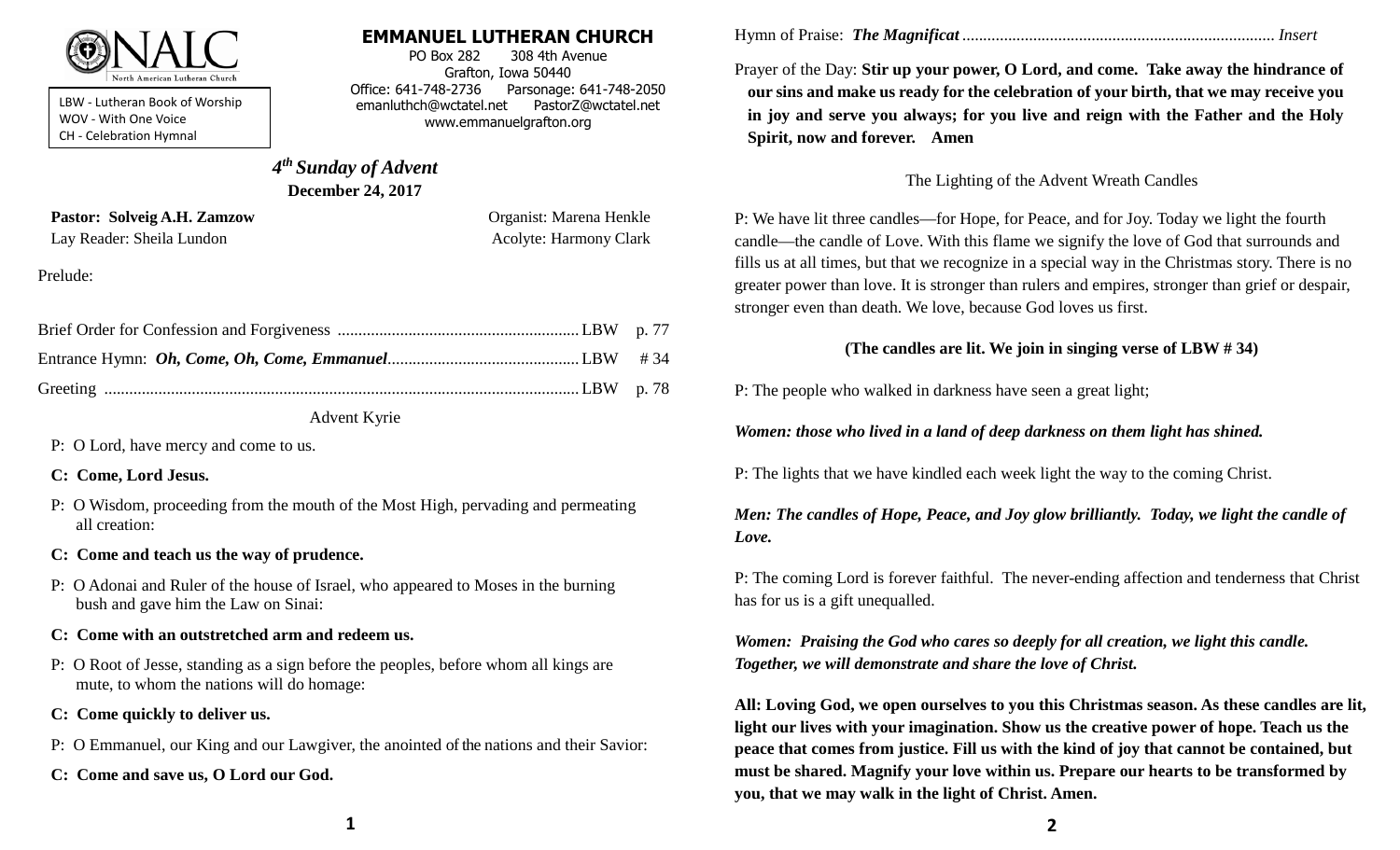NALC North American Lutheran Church

LBW - Lutheran Book of Worship
WOV - With One Voice
CH - Celebration Hymnal

# EMMANUEL LUTHERAN CHURCH

PO Box 282 308 4th Avenue
Grafton, Iowa 50440
Office: 641-748-2736 Parsonage: 641-748-2050
emanluthch@wctatel.net PastorZ@wctatel.net
www.emmanuelgrafton.org

## *4th Sunday of Advent*

**December 24, 2017**

**Pastor: Solveig A.H. Zamzow** Organist: Marena Henkle
Lay Reader: Sheila Lundon Acolyte: Harmony Clark

Prelude:

Brief Order for Confession and Forgiveness .......... LBW p. 77

Entrance Hymn: ***Oh, Come, Oh, Come, Emmanuel*** .......... LBW # 34

Greeting .......... LBW p. 78

Advent Kyrie

P: O Lord, have mercy and come to us.

**C: Come, Lord Jesus.**

P: O Wisdom, proceeding from the mouth of the Most High, pervading and permeating all creation:

**C: Come and teach us the way of prudence.**

P: O Adonai and Ruler of the house of Israel, who appeared to Moses in the burning bush and gave him the Law on Sinai:

**C: Come with an outstretched arm and redeem us.**

P: O Root of Jesse, standing as a sign before the peoples, before whom all kings are mute, to whom the nations will do homage:

**C: Come quickly to deliver us.**

P: O Emmanuel, our King and our Lawgiver, the anointed of the nations and their Savior:

**C: Come and save us, O Lord our God.**

Hymn of Praise: ***The Magnificat*** .......... *Insert*

Prayer of the Day: **Stir up your power, O Lord, and come. Take away the hindrance of our sins and make us ready for the celebration of your birth, that we may receive you in joy and serve you always; for you live and reign with the Father and the Holy Spirit, now and forever. Amen**

The Lighting of the Advent Wreath Candles

P: We have lit three candles—for Hope, for Peace, and for Joy. Today we light the fourth candle—the candle of Love. With this flame we signify the love of God that surrounds and fills us at all times, but that we recognize in a special way in the Christmas story. There is no greater power than love. It is stronger than rulers and empires, stronger than grief or despair, stronger even than death. We love, because God loves us first.

**(The candles are lit. We join in singing verse of LBW # 34)**

P: The people who walked in darkness have seen a great light;

***Women: those who lived in a land of deep darkness on them light has shined.***

P: The lights that we have kindled each week light the way to the coming Christ.

***Men: The candles of Hope, Peace, and Joy glow brilliantly. Today, we light the candle of Love.***

P: The coming Lord is forever faithful. The never-ending affection and tenderness that Christ has for us is a gift unequalled.

***Women: Praising the God who cares so deeply for all creation, we light this candle. Together, we will demonstrate and share the love of Christ.***

**All: Loving God, we open ourselves to you this Christmas season. As these candles are lit, light our lives with your imagination. Show us the creative power of hope. Teach us the peace that comes from justice. Fill us with the kind of joy that cannot be contained, but must be shared. Magnify your love within us. Prepare our hearts to be transformed by you, that we may walk in the light of Christ. Amen.**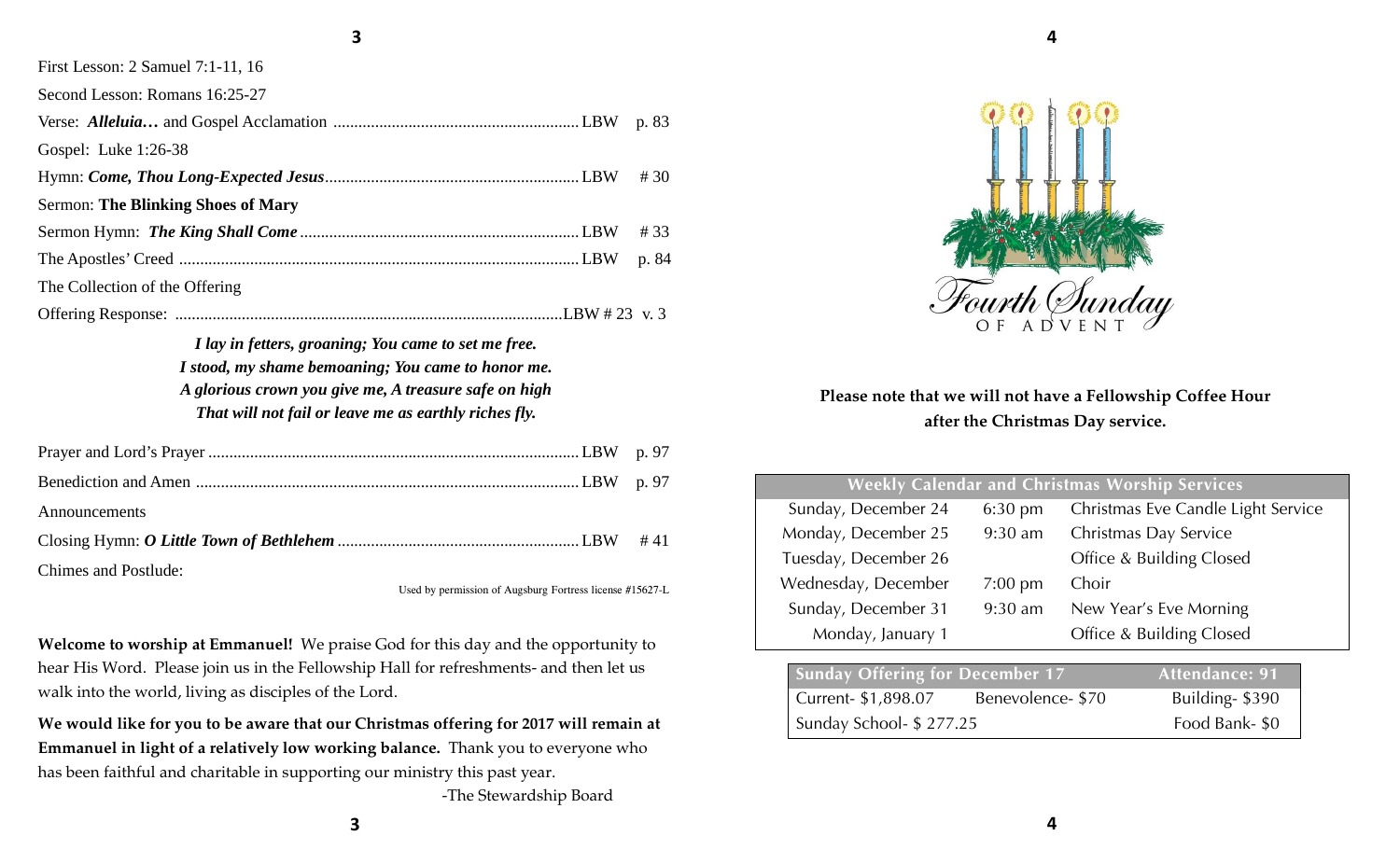First Lesson: 2 Samuel 7:1-11, 16

Second Lesson: Romans 16:25-27

Verse: ***Alleluia…*** and Gospel Acclamation .......................................................... LBW p. 83

Gospel: Luke 1:26-38

Hymn: ***Come, Thou Long-Expected Jesus***............................................................ LBW # 30

Sermon: **The Blinking Shoes of Mary**

Sermon Hymn: ***The King Shall Come*** .................................................................. LBW # 33

The Apostles' Creed ............................................................................................... LBW p. 84

The Collection of the Offering

Offering Response: ............................................................................................LBW # 23 v. 3

***I lay in fetters, groaning; You came to set me free.***
***I stood, my shame bemoaning; You came to honor me.***
***A glorious crown you give me, A treasure safe on high***
***That will not fail or leave me as earthly riches fly.***

Prayer and Lord's Prayer ........................................................................................ LBW p. 97

Benediction and Amen ........................................................................................... LBW p. 97

Announcements

Closing Hymn: ***O Little Town of Bethlehem*** ......................................................... LBW # 41

Chimes and Postlude:

Used by permission of Augsburg Fortress license #15627-L

**Welcome to worship at Emmanuel!** We praise God for this day and the opportunity to hear His Word. Please join us in the Fellowship Hall for refreshments- and then let us walk into the world, living as disciples of the Lord.

**We would like for you to be aware that our Christmas offering for 2017 will remain at Emmanuel in light of a relatively low working balance.** Thank you to everyone who has been faithful and charitable in supporting our ministry this past year.

-The Stewardship Board

Fourth Sunday OF ADVENT

**Please note that we will not have a Fellowship Coffee Hour after the Christmas Day service.**

| Weekly Calendar and Christmas Worship Services | | |
|---|---|---|
| Sunday, December 24 | 6:30 pm | Christmas Eve Candle Light Service |
| Monday, December 25 | 9:30 am | Christmas Day Service |
| Tuesday, December 26 | | Office & Building Closed |
| Wednesday, December | 7:00 pm | Choir |
| Sunday, December 31 | 9:30 am | New Year's Eve Morning |
| Monday, January 1 | | Office & Building Closed |

| Sunday Offering for December 17 | | Attendance: 91 |
|---|---|---|
| Current- $1,898.07 | Benevolence- $70 | Building- $390 |
| Sunday School- $ 277.25 | | Food Bank- $0 |